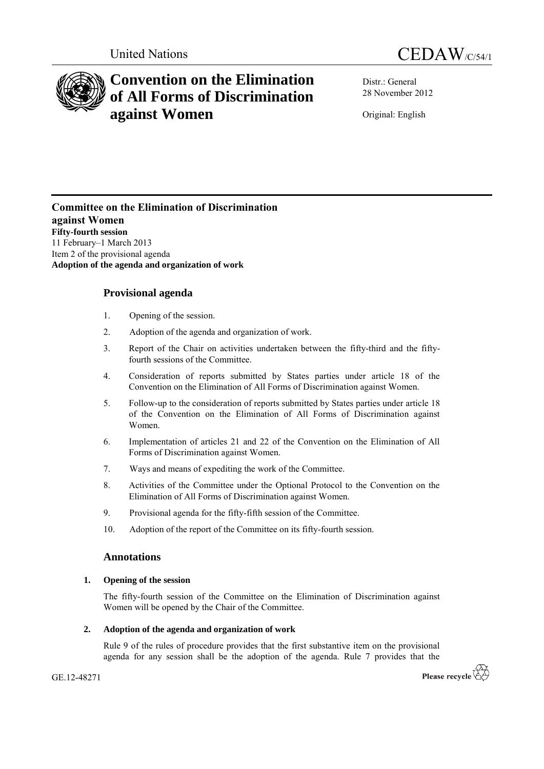United Nations CEDAW/C/54/1

# Convention on the Elimination of All Forms of Discrimination against Women

Distr.: General
28 November 2012

Original: English

**Committee on the Elimination of Discrimination against Women**
**Fifty-fourth session**
11 February–1 March 2013
Item 2 of the provisional agenda
**Adoption of the agenda and organization of work**

## Provisional agenda

1. Opening of the session.
2. Adoption of the agenda and organization of work.
3. Report of the Chair on activities undertaken between the fifty-third and the fifty-fourth sessions of the Committee.
4. Consideration of reports submitted by States parties under article 18 of the Convention on the Elimination of All Forms of Discrimination against Women.
5. Follow-up to the consideration of reports submitted by States parties under article 18 of the Convention on the Elimination of All Forms of Discrimination against Women.
6. Implementation of articles 21 and 22 of the Convention on the Elimination of All Forms of Discrimination against Women.
7. Ways and means of expediting the work of the Committee.
8. Activities of the Committee under the Optional Protocol to the Convention on the Elimination of All Forms of Discrimination against Women.
9. Provisional agenda for the fifty-fifth session of the Committee.
10. Adoption of the report of the Committee on its fifty-fourth session.

## Annotations

### 1. Opening of the session

The fifty-fourth session of the Committee on the Elimination of Discrimination against Women will be opened by the Chair of the Committee.

### 2. Adoption of the agenda and organization of work

Rule 9 of the rules of procedure provides that the first substantive item on the provisional agenda for any session shall be the adoption of the agenda. Rule 7 provides that the

GE.12-48271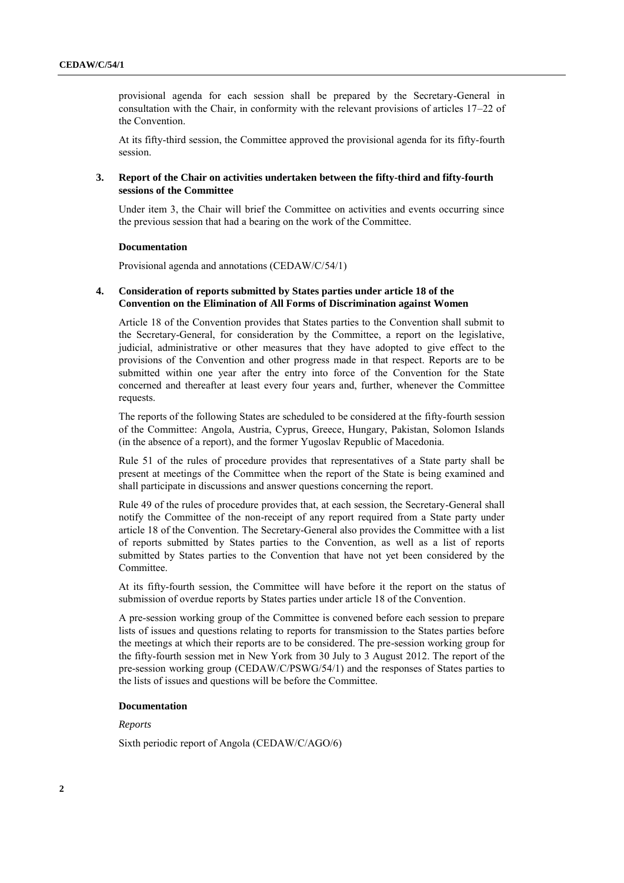provisional agenda for each session shall be prepared by the Secretary-General in consultation with the Chair, in conformity with the relevant provisions of articles 17–22 of the Convention.

At its fifty-third session, the Committee approved the provisional agenda for its fifty-fourth session.

### 3. Report of the Chair on activities undertaken between the fifty-third and fifty-fourth sessions of the Committee

Under item 3, the Chair will brief the Committee on activities and events occurring since the previous session that had a bearing on the work of the Committee.

#### Documentation

Provisional agenda and annotations (CEDAW/C/54/1)

### 4. Consideration of reports submitted by States parties under article 18 of the Convention on the Elimination of All Forms of Discrimination against Women

Article 18 of the Convention provides that States parties to the Convention shall submit to the Secretary-General, for consideration by the Committee, a report on the legislative, judicial, administrative or other measures that they have adopted to give effect to the provisions of the Convention and other progress made in that respect. Reports are to be submitted within one year after the entry into force of the Convention for the State concerned and thereafter at least every four years and, further, whenever the Committee requests.

The reports of the following States are scheduled to be considered at the fifty-fourth session of the Committee: Angola, Austria, Cyprus, Greece, Hungary, Pakistan, Solomon Islands (in the absence of a report), and the former Yugoslav Republic of Macedonia.

Rule 51 of the rules of procedure provides that representatives of a State party shall be present at meetings of the Committee when the report of the State is being examined and shall participate in discussions and answer questions concerning the report.

Rule 49 of the rules of procedure provides that, at each session, the Secretary-General shall notify the Committee of the non-receipt of any report required from a State party under article 18 of the Convention. The Secretary-General also provides the Committee with a list of reports submitted by States parties to the Convention, as well as a list of reports submitted by States parties to the Convention that have not yet been considered by the Committee.

At its fifty-fourth session, the Committee will have before it the report on the status of submission of overdue reports by States parties under article 18 of the Convention.

A pre-session working group of the Committee is convened before each session to prepare lists of issues and questions relating to reports for transmission to the States parties before the meetings at which their reports are to be considered. The pre-session working group for the fifty-fourth session met in New York from 30 July to 3 August 2012. The report of the pre-session working group (CEDAW/C/PSWG/54/1) and the responses of States parties to the lists of issues and questions will be before the Committee.

#### Documentation

*Reports*

Sixth periodic report of Angola (CEDAW/C/AGO/6)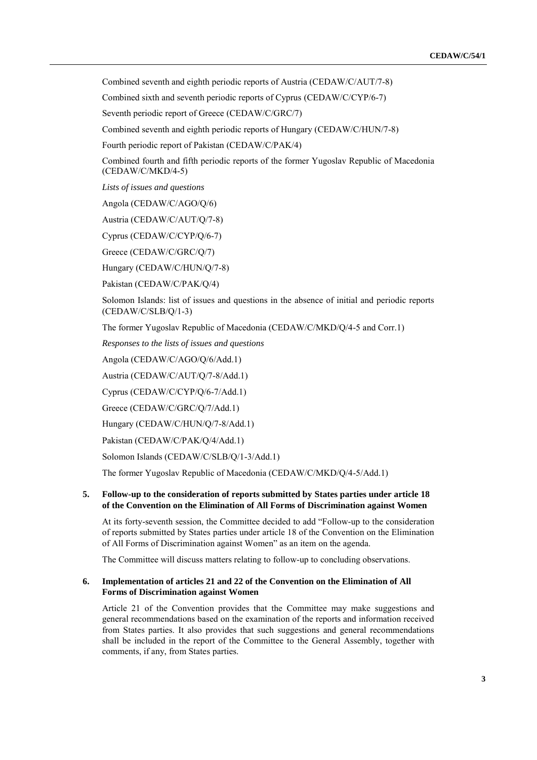Combined seventh and eighth periodic reports of Austria (CEDAW/C/AUT/7-8)

Combined sixth and seventh periodic reports of Cyprus (CEDAW/C/CYP/6-7)

Seventh periodic report of Greece (CEDAW/C/GRC/7)

Combined seventh and eighth periodic reports of Hungary (CEDAW/C/HUN/7-8)

Fourth periodic report of Pakistan (CEDAW/C/PAK/4)

Combined fourth and fifth periodic reports of the former Yugoslav Republic of Macedonia (CEDAW/C/MKD/4-5)

*Lists of issues and questions*

Angola (CEDAW/C/AGO/Q/6)

Austria (CEDAW/C/AUT/Q/7-8)

Cyprus (CEDAW/C/CYP/Q/6-7)

Greece (CEDAW/C/GRC/Q/7)

Hungary (CEDAW/C/HUN/Q/7-8)

Pakistan (CEDAW/C/PAK/Q/4)

Solomon Islands: list of issues and questions in the absence of initial and periodic reports (CEDAW/C/SLB/Q/1-3)

The former Yugoslav Republic of Macedonia (CEDAW/C/MKD/Q/4-5 and Corr.1)

*Responses to the lists of issues and questions*

Angola (CEDAW/C/AGO/Q/6/Add.1)

Austria (CEDAW/C/AUT/Q/7-8/Add.1)

Cyprus (CEDAW/C/CYP/Q/6-7/Add.1)

Greece (CEDAW/C/GRC/Q/7/Add.1)

Hungary (CEDAW/C/HUN/Q/7-8/Add.1)

Pakistan (CEDAW/C/PAK/Q/4/Add.1)

Solomon Islands (CEDAW/C/SLB/Q/1-3/Add.1)

The former Yugoslav Republic of Macedonia (CEDAW/C/MKD/Q/4-5/Add.1)

### 5. Follow-up to the consideration of reports submitted by States parties under article 18 of the Convention on the Elimination of All Forms of Discrimination against Women

At its forty-seventh session, the Committee decided to add "Follow-up to the consideration of reports submitted by States parties under article 18 of the Convention on the Elimination of All Forms of Discrimination against Women" as an item on the agenda.

The Committee will discuss matters relating to follow-up to concluding observations.

### 6. Implementation of articles 21 and 22 of the Convention on the Elimination of All Forms of Discrimination against Women

Article 21 of the Convention provides that the Committee may make suggestions and general recommendations based on the examination of the reports and information received from States parties. It also provides that such suggestions and general recommendations shall be included in the report of the Committee to the General Assembly, together with comments, if any, from States parties.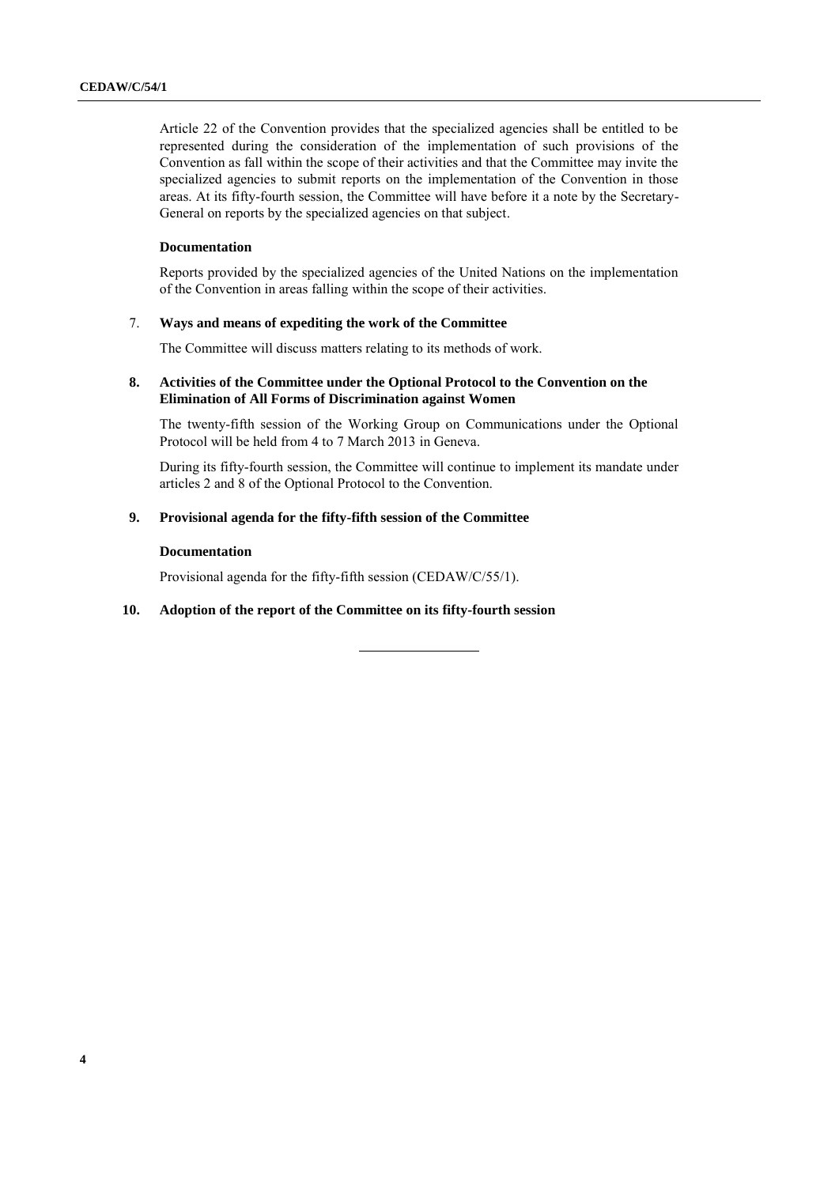Article 22 of the Convention provides that the specialized agencies shall be entitled to be represented during the consideration of the implementation of such provisions of the Convention as fall within the scope of their activities and that the Committee may invite the specialized agencies to submit reports on the implementation of the Convention in those areas. At its fifty-fourth session, the Committee will have before it a note by the Secretary-General on reports by the specialized agencies on that subject.

**Documentation**

Reports provided by the specialized agencies of the United Nations on the implementation of the Convention in areas falling within the scope of their activities.

### 7. Ways and means of expediting the work of the Committee

The Committee will discuss matters relating to its methods of work.

### 8. Activities of the Committee under the Optional Protocol to the Convention on the Elimination of All Forms of Discrimination against Women

The twenty-fifth session of the Working Group on Communications under the Optional Protocol will be held from 4 to 7 March 2013 in Geneva.

During its fifty-fourth session, the Committee will continue to implement its mandate under articles 2 and 8 of the Optional Protocol to the Convention.

### 9. Provisional agenda for the fifty-fifth session of the Committee

**Documentation**

Provisional agenda for the fifty-fifth session (CEDAW/C/55/1).

### 10. Adoption of the report of the Committee on its fifty-fourth session